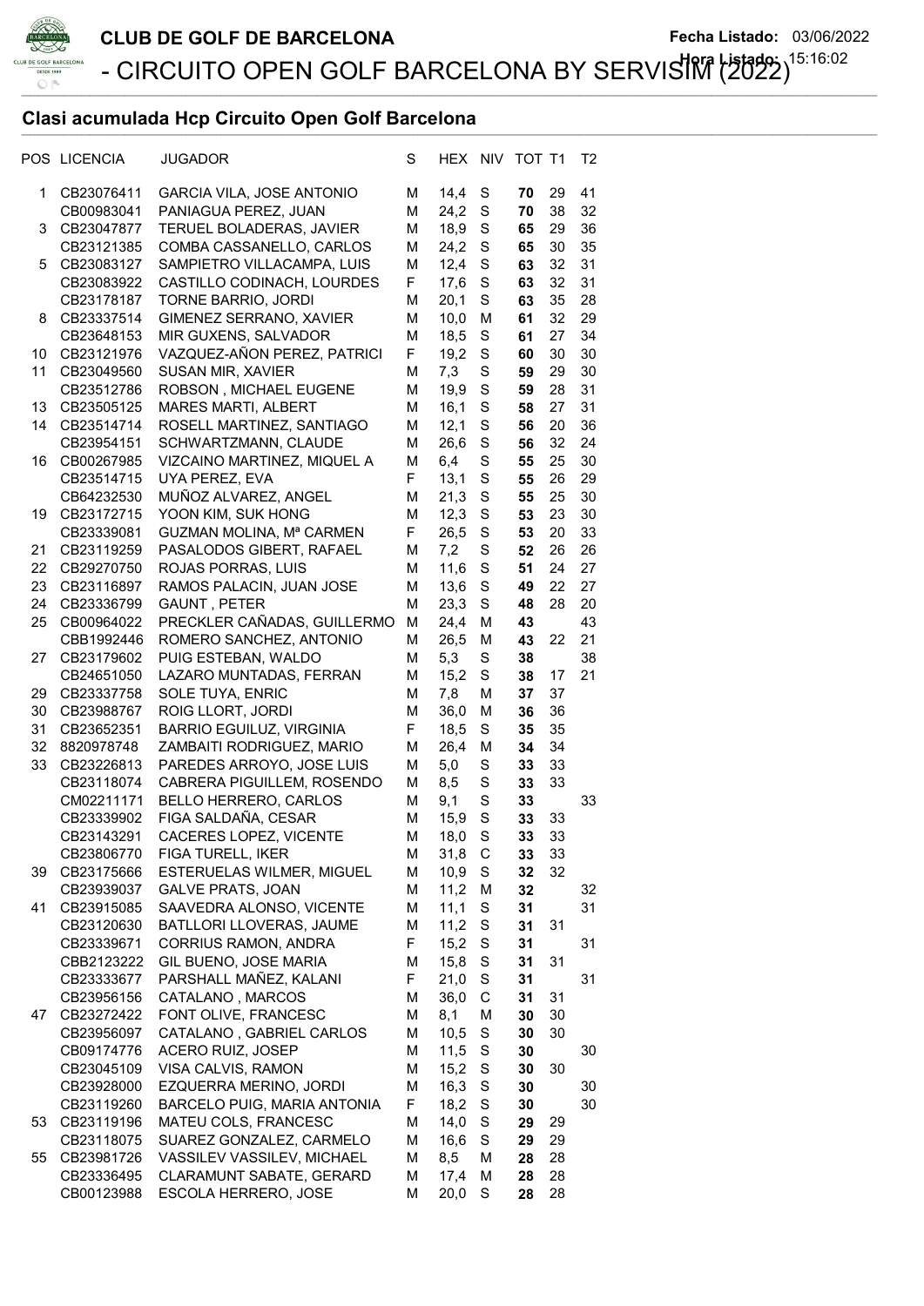# CLUB DE GOLF DE BARCELONA

## - CIRCUITO OPEN GOLF BARCELONA BY SERVISIM (2022)

Fecha Listado: 03/06/2022
Hora Listado: 15:16:02

### Clasi acumulada Hcp Circuito Open Golf Barcelona

| POS | LICENCIA | JUGADOR | S | HEX | NIV | TOT | T1 | T2 |
|---|---|---|---|---|---|---|---|---|
| 1 | CB23076411 | GARCIA VILA, JOSE ANTONIO | M | 14,4 | S | **70** | 29 | 41 |
| | CB00983041 | PANIAGUA PEREZ, JUAN | M | 24,2 | S | **70** | 38 | 32 |
| 3 | CB23047877 | TERUEL BOLADERAS, JAVIER | M | 18,9 | S | **65** | 29 | 36 |
| | CB23121385 | COMBA CASSANELLO, CARLOS | M | 24,2 | S | **65** | 30 | 35 |
| 5 | CB23083127 | SAMPIETRO VILLACAMPA, LUIS | M | 12,4 | S | **63** | 32 | 31 |
| | CB23083922 | CASTILLO CODINACH, LOURDES | F | 17,6 | S | **63** | 32 | 31 |
| | CB23178187 | TORNE BARRIO, JORDI | M | 20,1 | S | **63** | 35 | 28 |
| 8 | CB23337514 | GIMENEZ SERRANO, XAVIER | M | 10,0 | M | **61** | 32 | 29 |
| | CB23648153 | MIR GUXENS, SALVADOR | M | 18,5 | S | **61** | 27 | 34 |
| 10 | CB23121976 | VAZQUEZ-AÑON PEREZ, PATRICI | F | 19,2 | S | **60** | 30 | 30 |
| 11 | CB23049560 | SUSAN MIR, XAVIER | M | 7,3 | S | **59** | 29 | 30 |
| | CB23512786 | ROBSON , MICHAEL EUGENE | M | 19,9 | S | **59** | 28 | 31 |
| 13 | CB23505125 | MARES MARTI, ALBERT | M | 16,1 | S | **58** | 27 | 31 |
| 14 | CB23514714 | ROSELL MARTINEZ, SANTIAGO | M | 12,1 | S | **56** | 20 | 36 |
| | CB23954151 | SCHWARTZMANN, CLAUDE | M | 26,6 | S | **56** | 32 | 24 |
| 16 | CB00267985 | VIZCAINO MARTINEZ, MIQUEL A | M | 6,4 | S | **55** | 25 | 30 |
| | CB23514715 | UYA PEREZ, EVA | F | 13,1 | S | **55** | 26 | 29 |
| | CB64232530 | MUÑOZ ALVAREZ, ANGEL | M | 21,3 | S | **55** | 25 | 30 |
| 19 | CB23172715 | YOON KIM, SUK HONG | M | 12,3 | S | **53** | 23 | 30 |
| | CB23339081 | GUZMAN MOLINA, Mª CARMEN | F | 26,5 | S | **53** | 20 | 33 |
| 21 | CB23119259 | PASALODOS GIBERT, RAFAEL | M | 7,2 | S | **52** | 26 | 26 |
| 22 | CB29270750 | ROJAS PORRAS, LUIS | M | 11,6 | S | **51** | 24 | 27 |
| 23 | CB23116897 | RAMOS PALACIN, JUAN JOSE | M | 13,6 | S | **49** | 22 | 27 |
| 24 | CB23336799 | GAUNT , PETER | M | 23,3 | S | **48** | 28 | 20 |
| 25 | CB00964022 | PRECKLER CAÑADAS, GUILLERMO | M | 24,4 | M | **43** | | 43 |
| | CBB1992446 | ROMERO SANCHEZ, ANTONIO | M | 26,5 | M | **43** | 22 | 21 |
| 27 | CB23179602 | PUIG ESTEBAN, WALDO | M | 5,3 | S | **38** | | 38 |
| | CB24651050 | LAZARO MUNTADAS, FERRAN | M | 15,2 | S | **38** | 17 | 21 |
| 29 | CB23337758 | SOLE TUYA, ENRIC | M | 7,8 | M | **37** | 37 | |
| 30 | CB23988767 | ROIG LLORT, JORDI | M | 36,0 | M | **36** | 36 | |
| 31 | CB23652351 | BARRIO EGUILUZ, VIRGINIA | F | 18,5 | S | **35** | 35 | |
| 32 | 8820978748 | ZAMBAITI RODRIGUEZ, MARIO | M | 26,4 | M | **34** | 34 | |
| 33 | CB23226813 | PAREDES ARROYO, JOSE LUIS | M | 5,0 | S | **33** | 33 | |
| | CB23118074 | CABRERA PIGUILLEM, ROSENDO | M | 8,5 | S | **33** | 33 | |
| | CM02211171 | BELLO HERRERO, CARLOS | M | 9,1 | S | **33** | | 33 |
| | CB23339902 | FIGA SALDAÑA, CESAR | M | 15,9 | S | **33** | 33 | |
| | CB23143291 | CACERES LOPEZ, VICENTE | M | 18,0 | S | **33** | 33 | |
| | CB23806770 | FIGA TURELL, IKER | M | 31,8 | C | **33** | 33 | |
| 39 | CB23175666 | ESTERUELAS WILMER, MIGUEL | M | 10,9 | S | **32** | 32 | |
| | CB23939037 | GALVE PRATS, JOAN | M | 11,2 | M | **32** | | 32 |
| 41 | CB23915085 | SAAVEDRA ALONSO, VICENTE | M | 11,1 | S | **31** | | 31 |
| | CB23120630 | BATLLORI LLOVERAS, JAUME | M | 11,2 | S | **31** | 31 | |
| | CB23339671 | CORRIUS RAMON, ANDRA | F | 15,2 | S | **31** | | 31 |
| | CBB2123222 | GIL BUENO, JOSE MARIA | M | 15,8 | S | **31** | 31 | |
| | CB23333677 | PARSHALL MAÑEZ, KALANI | F | 21,0 | S | **31** | | 31 |
| | CB23956156 | CATALANO , MARCOS | M | 36,0 | C | **31** | 31 | |
| 47 | CB23272422 | FONT OLIVE, FRANCESC | M | 8,1 | M | **30** | 30 | |
| | CB23956097 | CATALANO , GABRIEL CARLOS | M | 10,5 | S | **30** | 30 | |
| | CB09174776 | ACERO RUIZ, JOSEP | M | 11,5 | S | **30** | | 30 |
| | CB23045109 | VISA CALVIS, RAMON | M | 15,2 | S | **30** | 30 | |
| | CB23928000 | EZQUERRA MERINO, JORDI | M | 16,3 | S | **30** | | 30 |
| | CB23119260 | BARCELO PUIG, MARIA ANTONIA | F | 18,2 | S | **30** | | 30 |
| 53 | CB23119196 | MATEU COLS, FRANCESC | M | 14,0 | S | **29** | 29 | |
| | CB23118075 | SUAREZ GONZALEZ, CARMELO | M | 16,6 | S | **29** | 29 | |
| 55 | CB23981726 | VASSILEV VASSILEV, MICHAEL | M | 8,5 | M | **28** | 28 | |
| | CB23336495 | CLARAMUNT SABATE, GERARD | M | 17,4 | M | **28** | 28 | |
| | CB00123988 | ESCOLA HERRERO, JOSE | M | 20,0 | S | **28** | 28 | |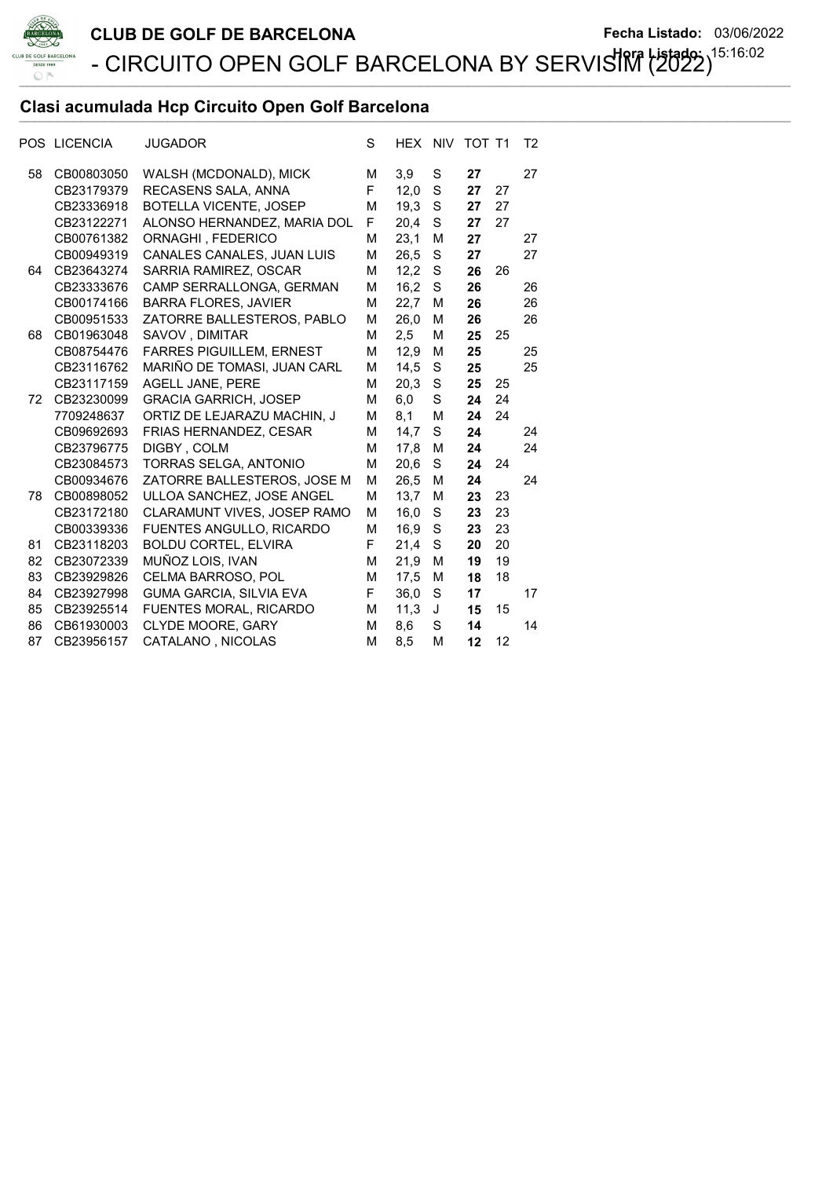## Clasi acumulada Hcp Circuito Open Golf Barcelona

| POS | LICENCIA | JUGADOR | S | HEX | NIV | TOT | T1 | T2 |
|---|---|---|---|---|---|---|---|---|
| 58 | CB00803050 | WALSH (MCDONALD), MICK | M | 3,9 | S | **27** | | 27 |
| | CB23179379 | RECASENS SALA, ANNA | F | 12,0 | S | **27** | 27 | |
| | CB23336918 | BOTELLA VICENTE, JOSEP | M | 19,3 | S | **27** | 27 | |
| | CB23122271 | ALONSO HERNANDEZ, MARIA DOL | F | 20,4 | S | **27** | 27 | |
| | CB00761382 | ORNAGHI , FEDERICO | M | 23,1 | M | **27** | | 27 |
| | CB00949319 | CANALES CANALES, JUAN LUIS | M | 26,5 | S | **27** | | 27 |
| 64 | CB23643274 | SARRIA RAMIREZ, OSCAR | M | 12,2 | S | **26** | 26 | |
| | CB23333676 | CAMP SERRALLONGA, GERMAN | M | 16,2 | S | **26** | | 26 |
| | CB00174166 | BARRA FLORES, JAVIER | M | 22,7 | M | **26** | | 26 |
| | CB00951533 | ZATORRE BALLESTEROS, PABLO | M | 26,0 | M | **26** | | 26 |
| 68 | CB01963048 | SAVOV , DIMITAR | M | 2,5 | M | **25** | 25 | |
| | CB08754476 | FARRES PIGUILLEM, ERNEST | M | 12,9 | M | **25** | | 25 |
| | CB23116762 | MARIÑO DE TOMASI, JUAN CARL | M | 14,5 | S | **25** | | 25 |
| | CB23117159 | AGELL JANE, PERE | M | 20,3 | S | **25** | 25 | |
| 72 | CB23230099 | GRACIA GARRICH, JOSEP | M | 6,0 | S | **24** | 24 | |
| | 7709248637 | ORTIZ DE LEJARAZU MACHIN, J | M | 8,1 | M | **24** | 24 | |
| | CB09692693 | FRIAS HERNANDEZ, CESAR | M | 14,7 | S | **24** | | 24 |
| | CB23796775 | DIGBY , COLM | M | 17,8 | M | **24** | | 24 |
| | CB23084573 | TORRAS SELGA, ANTONIO | M | 20,6 | S | **24** | 24 | |
| | CB00934676 | ZATORRE BALLESTEROS, JOSE M | M | 26,5 | M | **24** | | 24 |
| 78 | CB00898052 | ULLOA SANCHEZ, JOSE ANGEL | M | 13,7 | M | **23** | 23 | |
| | CB23172180 | CLARAMUNT VIVES, JOSEP RAMO | M | 16,0 | S | **23** | 23 | |
| | CB00339336 | FUENTES ANGULLO, RICARDO | M | 16,9 | S | **23** | 23 | |
| 81 | CB23118203 | BOLDU CORTEL, ELVIRA | F | 21,4 | S | **20** | 20 | |
| 82 | CB23072339 | MUÑOZ LOIS, IVAN | M | 21,9 | M | **19** | 19 | |
| 83 | CB23929826 | CELMA BARROSO, POL | M | 17,5 | M | **18** | 18 | |
| 84 | CB23927998 | GUMA GARCIA, SILVIA EVA | F | 36,0 | S | **17** | | 17 |
| 85 | CB23925514 | FUENTES MORAL, RICARDO | M | 11,3 | J | **15** | 15 | |
| 86 | CB61930003 | CLYDE MOORE, GARY | M | 8,6 | S | **14** | | 14 |
| 87 | CB23956157 | CATALANO , NICOLAS | M | 8,5 | M | **12** | 12 | |